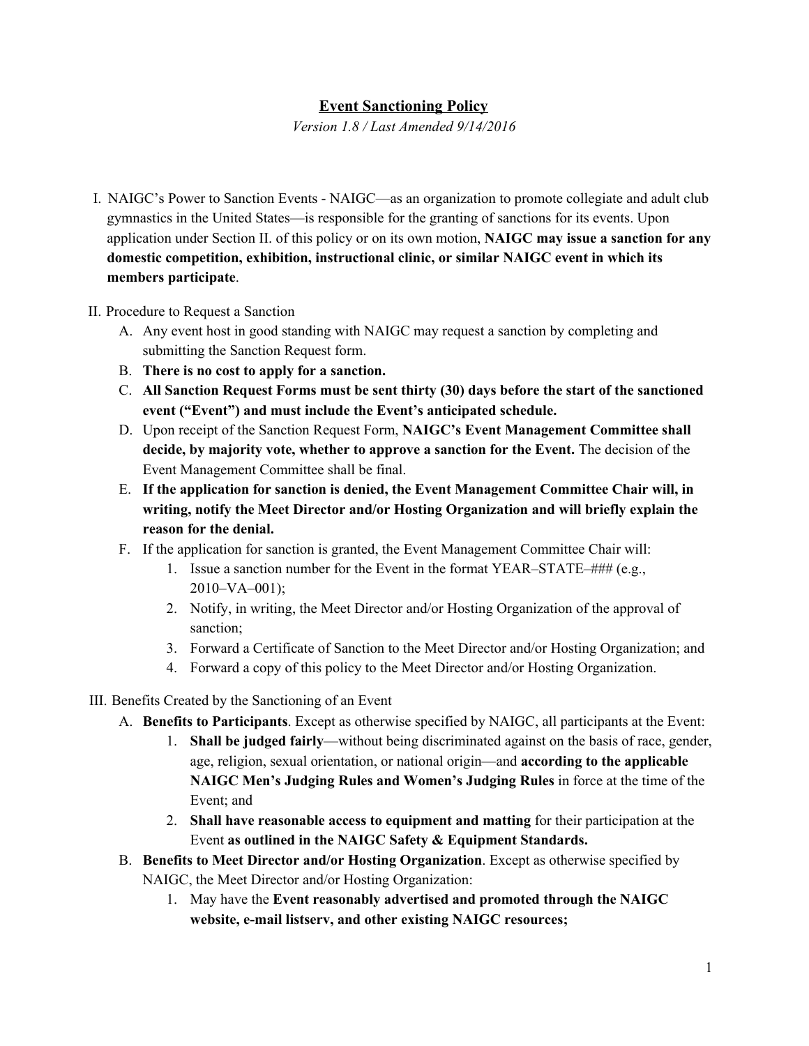# **Event Sanctioning Policy**

*Version 1.8 / Last Amended 9/14/2016*

I. NAIGC's Power to Sanction Events - NAIGC—as an organization to promote collegiate and adult club gymnastics in the United States—is responsible for the granting of sanctions for its events. Upon application under Section II. of this policy or on its own motion, **NAIGC may issue a sanction for any domestic competition, exhibition, instructional clinic, or similar NAIGC event in which its members participate**.

II. Procedure to Request a Sanction

   A. Any event host in good standing with NAIGC may request a sanction by completing and submitting the Sanction Request form.

   B. **There is no cost to apply for a sanction.**

   C. **All Sanction Request Forms must be sent thirty (30) days before the start of the sanctioned event ("Event") and must include the Event's anticipated schedule.**

   D. Upon receipt of the Sanction Request Form, **NAIGC's Event Management Committee shall decide, by majority vote, whether to approve a sanction for the Event.** The decision of the Event Management Committee shall be final.

   E. **If the application for sanction is denied, the Event Management Committee Chair will, in writing, notify the Meet Director and/or Hosting Organization and will briefly explain the reason for the denial.**

   F. If the application for sanction is granted, the Event Management Committee Chair will:

      1. Issue a sanction number for the Event in the format YEAR–STATE–### (e.g., 2010–VA–001);
      2. Notify, in writing, the Meet Director and/or Hosting Organization of the approval of sanction;
      3. Forward a Certificate of Sanction to the Meet Director and/or Hosting Organization; and
      4. Forward a copy of this policy to the Meet Director and/or Hosting Organization.

III. Benefits Created by the Sanctioning of an Event

   A. **Benefits to Participants**. Except as otherwise specified by NAIGC, all participants at the Event:

      1. **Shall be judged fairly**—without being discriminated against on the basis of race, gender, age, religion, sexual orientation, or national origin—and **according to the applicable NAIGC Men's Judging Rules and Women's Judging Rules** in force at the time of the Event; and
      2. **Shall have reasonable access to equipment and matting** for their participation at the Event **as outlined in the NAIGC Safety & Equipment Standards.**

   B. **Benefits to Meet Director and/or Hosting Organization**. Except as otherwise specified by NAIGC, the Meet Director and/or Hosting Organization:

      1. May have the **Event reasonably advertised and promoted through the NAIGC website, e-mail listserv, and other existing NAIGC resources;**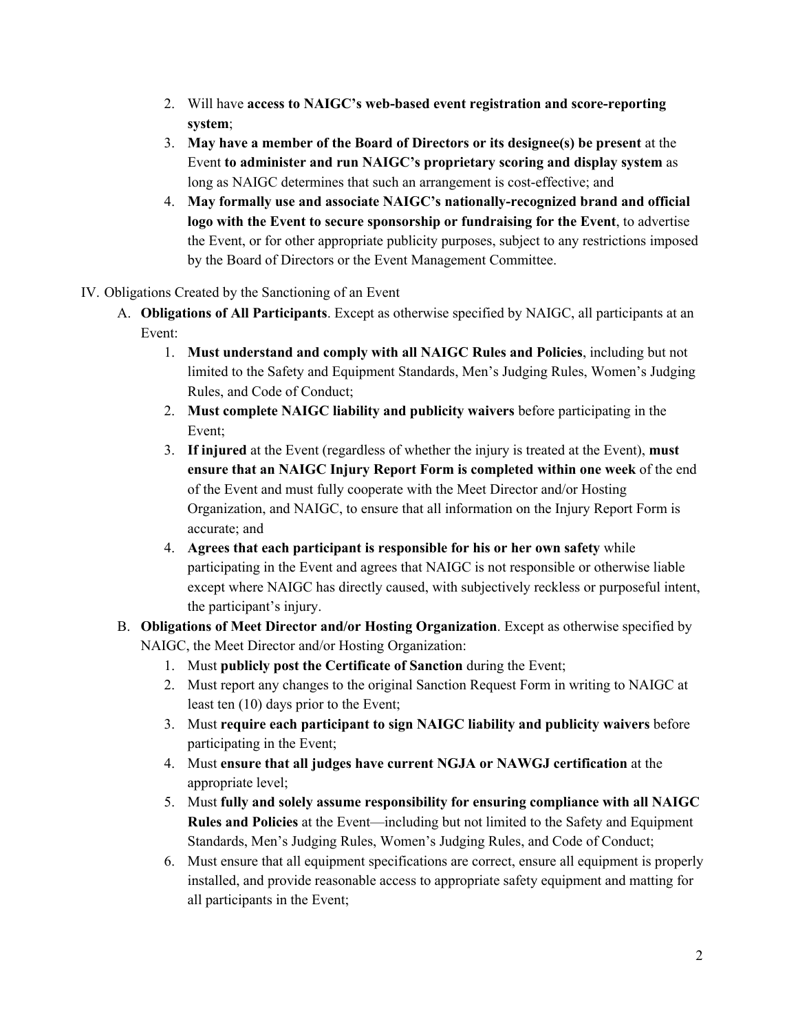2. Will have **access to NAIGC's web-based event registration and score-reporting system**;
3. **May have a member of the Board of Directors or its designee(s) be present** at the Event **to administer and run NAIGC's proprietary scoring and display system** as long as NAIGC determines that such an arrangement is cost-effective; and
4. **May formally use and associate NAIGC's nationally-recognized brand and official logo with the Event to secure sponsorship or fundraising for the Event**, to advertise the Event, or for other appropriate publicity purposes, subject to any restrictions imposed by the Board of Directors or the Event Management Committee.

IV. Obligations Created by the Sanctioning of an Event

A. **Obligations of All Participants**. Except as otherwise specified by NAIGC, all participants at an Event:

1. **Must understand and comply with all NAIGC Rules and Policies**, including but not limited to the Safety and Equipment Standards, Men's Judging Rules, Women's Judging Rules, and Code of Conduct;
2. **Must complete NAIGC liability and publicity waivers** before participating in the Event;
3. **If injured** at the Event (regardless of whether the injury is treated at the Event), **must ensure that an NAIGC Injury Report Form is completed within one week** of the end of the Event and must fully cooperate with the Meet Director and/or Hosting Organization, and NAIGC, to ensure that all information on the Injury Report Form is accurate; and
4. **Agrees that each participant is responsible for his or her own safety** while participating in the Event and agrees that NAIGC is not responsible or otherwise liable except where NAIGC has directly caused, with subjectively reckless or purposeful intent, the participant's injury.

B. **Obligations of Meet Director and/or Hosting Organization**. Except as otherwise specified by NAIGC, the Meet Director and/or Hosting Organization:

1. Must **publicly post the Certificate of Sanction** during the Event;
2. Must report any changes to the original Sanction Request Form in writing to NAIGC at least ten (10) days prior to the Event;
3. Must **require each participant to sign NAIGC liability and publicity waivers** before participating in the Event;
4. Must **ensure that all judges have current NGJA or NAWGJ certification** at the appropriate level;
5. Must **fully and solely assume responsibility for ensuring compliance with all NAIGC Rules and Policies** at the Event—including but not limited to the Safety and Equipment Standards, Men's Judging Rules, Women's Judging Rules, and Code of Conduct;
6. Must ensure that all equipment specifications are correct, ensure all equipment is properly installed, and provide reasonable access to appropriate safety equipment and matting for all participants in the Event;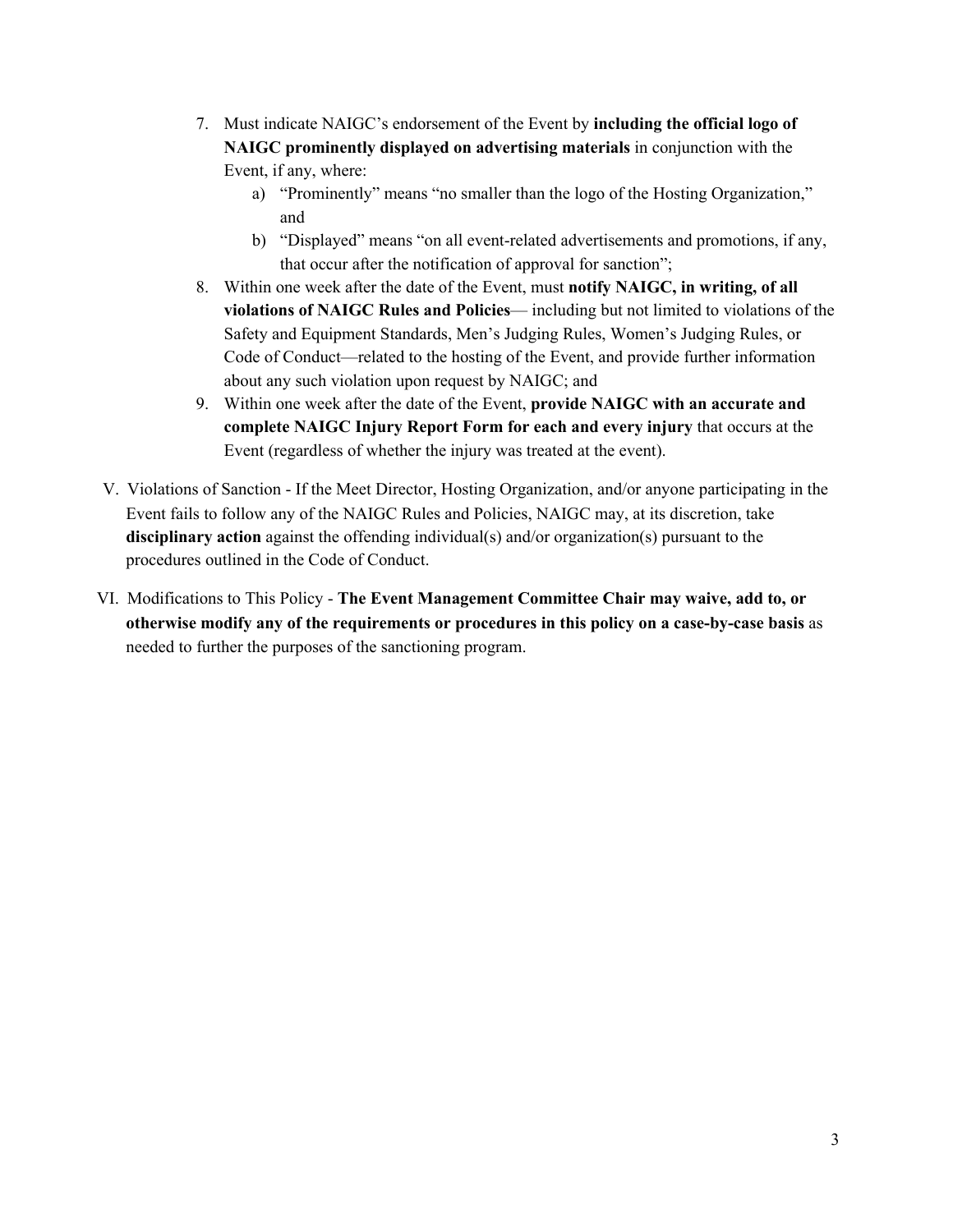7. Must indicate NAIGC's endorsement of the Event by **including the official logo of NAIGC prominently displayed on advertising materials** in conjunction with the Event, if any, where:
    a) "Prominently" means "no smaller than the logo of the Hosting Organization," and
    b) "Displayed" means "on all event-related advertisements and promotions, if any, that occur after the notification of approval for sanction";
8. Within one week after the date of the Event, must **notify NAIGC, in writing, of all violations of NAIGC Rules and Policies**— including but not limited to violations of the Safety and Equipment Standards, Men's Judging Rules, Women's Judging Rules, or Code of Conduct—related to the hosting of the Event, and provide further information about any such violation upon request by NAIGC; and
9. Within one week after the date of the Event, **provide NAIGC with an accurate and complete NAIGC Injury Report Form for each and every injury** that occurs at the Event (regardless of whether the injury was treated at the event).

V. Violations of Sanction - If the Meet Director, Hosting Organization, and/or anyone participating in the Event fails to follow any of the NAIGC Rules and Policies, NAIGC may, at its discretion, take **disciplinary action** against the offending individual(s) and/or organization(s) pursuant to the procedures outlined in the Code of Conduct.

VI. Modifications to This Policy - **The Event Management Committee Chair may waive, add to, or otherwise modify any of the requirements or procedures in this policy on a case-by-case basis** as needed to further the purposes of the sanctioning program.